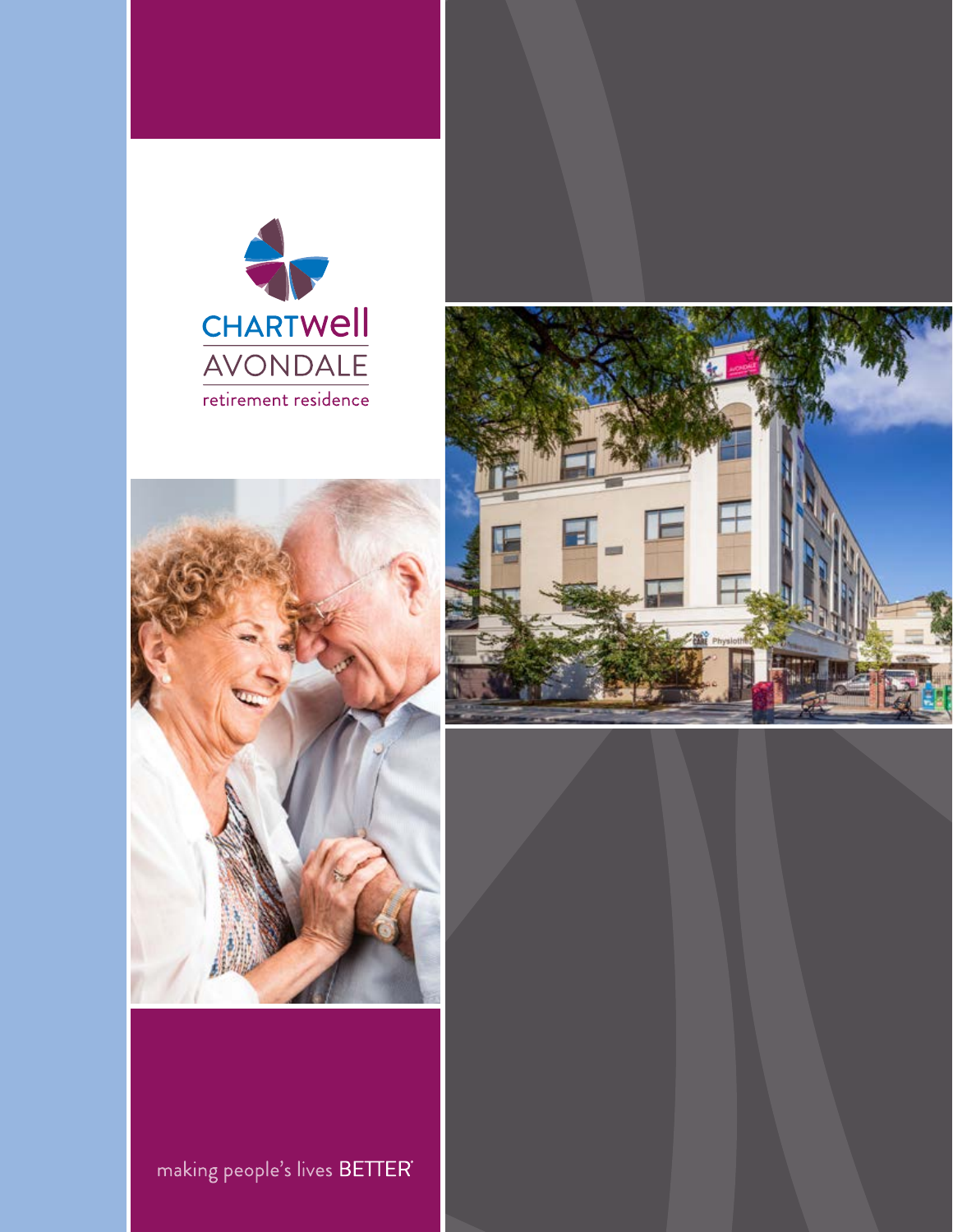CHARTWell

AVONDALE

retirement residence

making people's lives BETTER®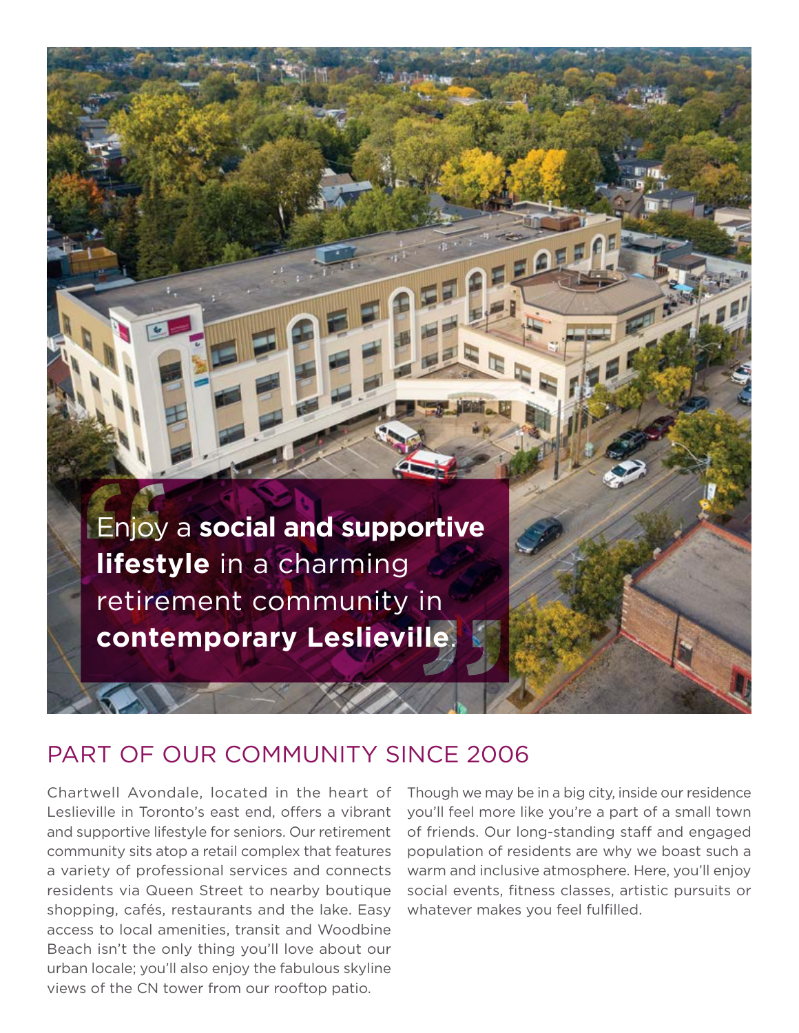> Enjoy a **social and supportive lifestyle** in a charming retirement community in **contemporary Leslieville**.

## PART OF OUR COMMUNITY SINCE 2006

Chartwell Avondale, located in the heart of Leslieville in Toronto's east end, offers a vibrant and supportive lifestyle for seniors. Our retirement community sits atop a retail complex that features a variety of professional services and connects residents via Queen Street to nearby boutique shopping, cafés, restaurants and the lake. Easy access to local amenities, transit and Woodbine Beach isn't the only thing you'll love about our urban locale; you'll also enjoy the fabulous skyline views of the CN tower from our rooftop patio.

Though we may be in a big city, inside our residence you'll feel more like you're a part of a small town of friends. Our long-standing staff and engaged population of residents are why we boast such a warm and inclusive atmosphere. Here, you'll enjoy social events, fitness classes, artistic pursuits or whatever makes you feel fulfilled.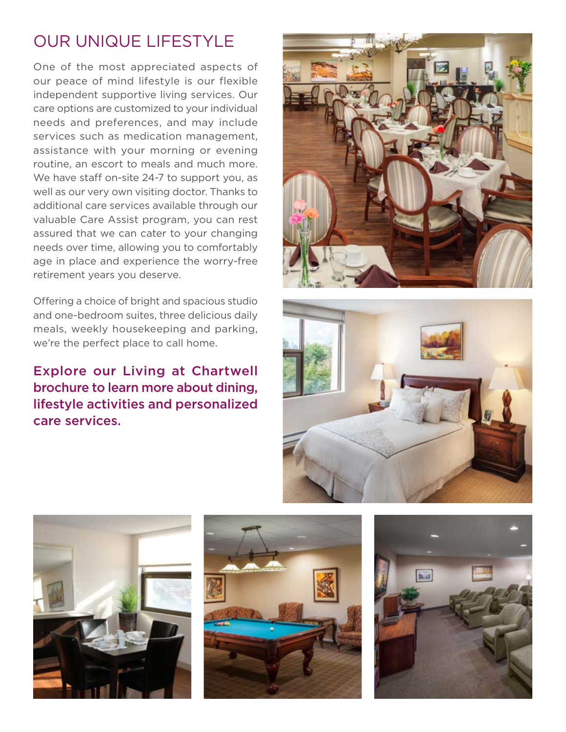## OUR UNIQUE LIFESTYLE

One of the most appreciated aspects of our peace of mind lifestyle is our flexible independent supportive living services. Our care options are customized to your individual needs and preferences, and may include services such as medication management, assistance with your morning or evening routine, an escort to meals and much more. We have staff on-site 24-7 to support you, as well as our very own visiting doctor. Thanks to additional care services available through our valuable Care Assist program, you can rest assured that we can cater to your changing needs over time, allowing you to comfortably age in place and experience the worry-free retirement years you deserve.

Offering a choice of bright and spacious studio and one-bedroom suites, three delicious daily meals, weekly housekeeping and parking, we're the perfect place to call home.

**Explore our Living at Chartwell brochure to learn more about dining, lifestyle activities and personalized care services.**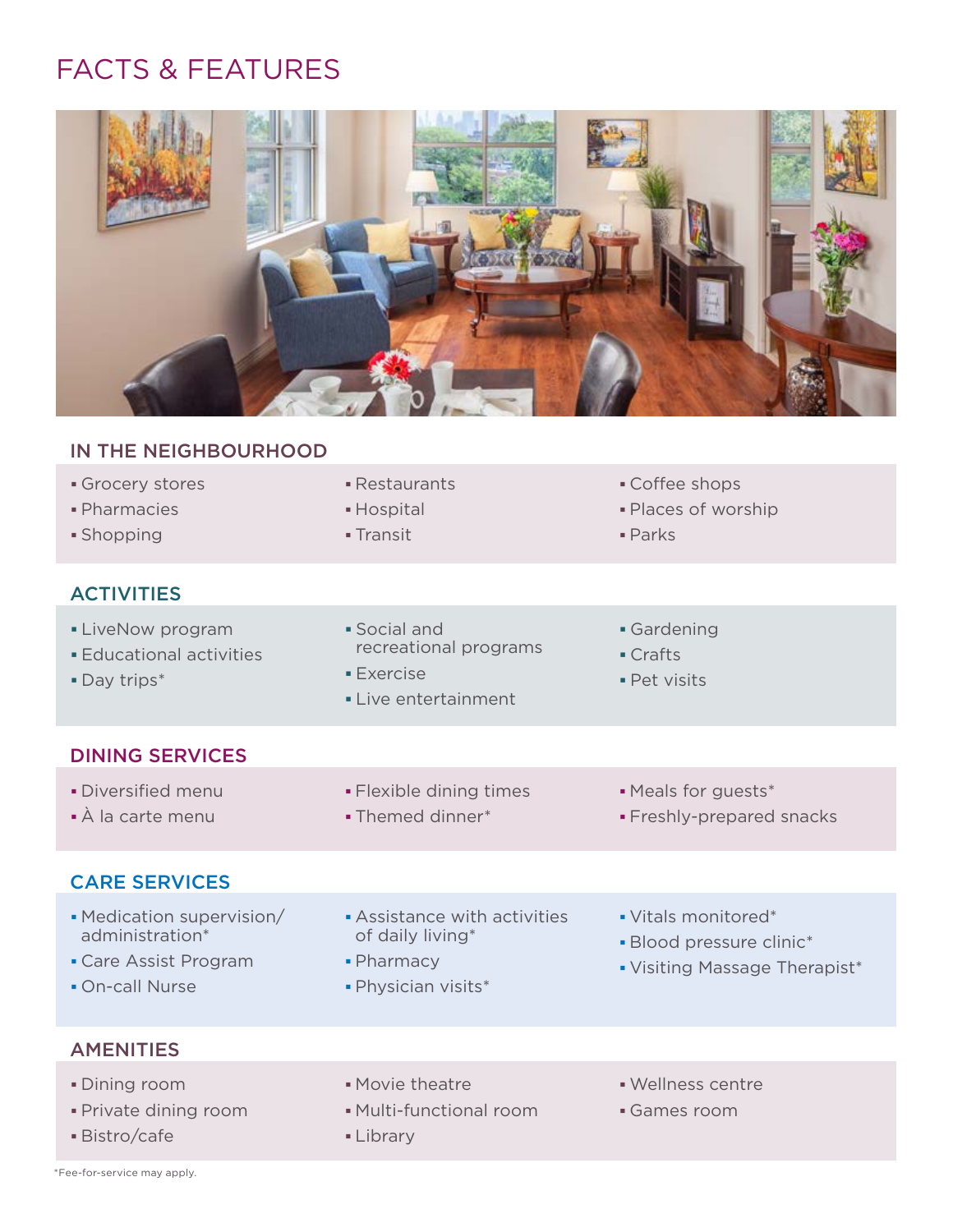# FACTS & FEATURES

## IN THE NEIGHBOURHOOD

- Grocery stores
- Pharmacies
- Shopping
- Restaurants
- Hospital
- Transit
- Coffee shops
- Places of worship
- Parks

## ACTIVITIES

- LiveNow program
- Educational activities
- Day trips*
- Social and recreational programs
- Exercise
- Live entertainment
- Gardening
- Crafts
- Pet visits

## DINING SERVICES

- Diversified menu
- À la carte menu
- Flexible dining times
- Themed dinner*
- Meals for guests*
- Freshly-prepared snacks

## CARE SERVICES

- Medication supervision/administration*
- Care Assist Program
- On-call Nurse
- Assistance with activities of daily living*
- Pharmacy
- Physician visits*
- Vitals monitored*
- Blood pressure clinic*
- Visiting Massage Therapist*

## AMENITIES

- Dining room
- Private dining room
- Bistro/cafe
- Movie theatre
- Multi-functional room
- Library
- Wellness centre
- Games room

*Fee-for-service may apply.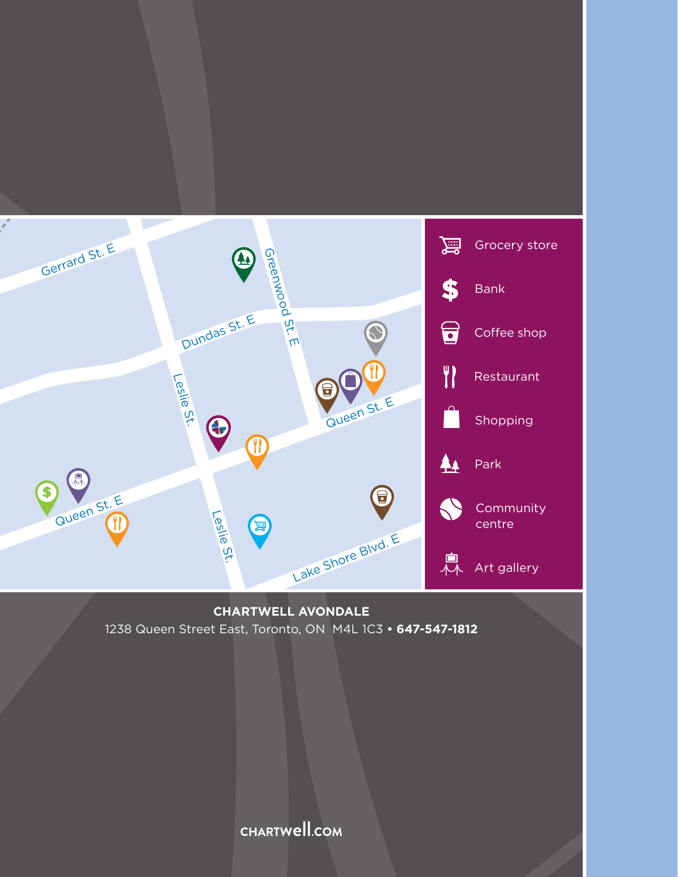Gerrard St. E

Greenwood St. E

Dundas St. E

Leslie St.

Queen St. E

Queen St. E

Leslie St.

Lake Shore Blvd. E

Grocery store

Bank

Coffee shop

Restaurant

Shopping

Park

Community centre

Art gallery

**CHARTWELL AVONDALE**

1238 Queen Street East, Toronto, ON M4L 1C3 • **647-547-1812**

CHARTWELL.COM